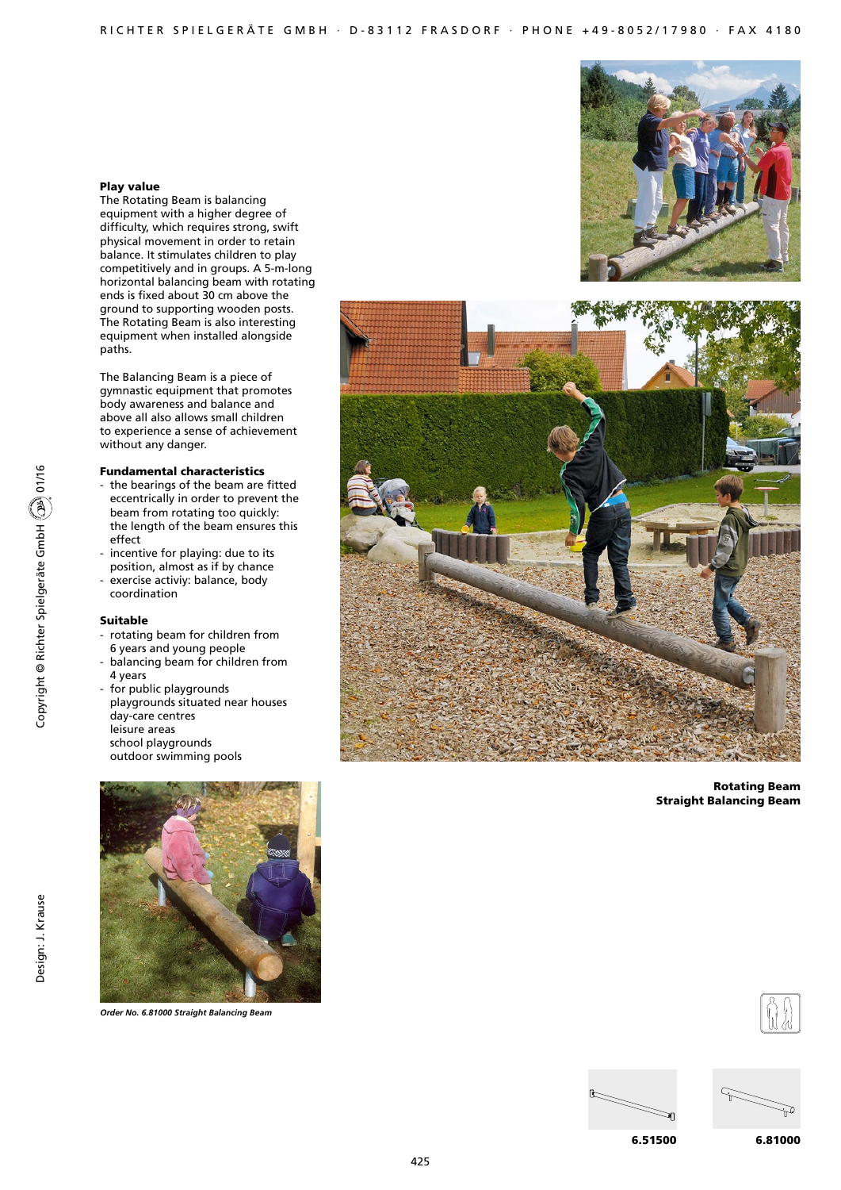## Play value

The Rotating Beam is balancing equipment with a higher degree of difficulty, which requires strong, swift physical movement in order to retain balance. It stimulates children to play competitively and in groups. A 5-m-long horizontal balancing beam with rotating ends is fixed about 30 cm above the ground to supporting wooden posts. The Rotating Beam is also interesting equipment when installed alongside paths.

The Balancing Beam is a piece of gymnastic equipment that promotes body awareness and balance and above all also allows small children to experience a sense of achievement without any danger.

## Fundamental characteristics

- the bearings of the beam are fitted eccentrically in order to prevent the beam from rotating too quickly: the length of the beam ensures this effect
- incentive for playing: due to its position, almost as if by chance
- exercise activiy: balance, body coordination

## Suitable

- rotating beam for children from 6 years and young people
- balancing beam for children from 4 years
- for public playgrounds
  playgrounds situated near houses
  day-care centres
  leisure areas
  school playgrounds
  outdoor swimming pools

*Order No. 6.81000 Straight Balancing Beam*

**Rotating Beam**
**Straight Balancing Beam**

**6.51500** **6.81000**

Copyright © Richter Spielgeräte GmbH 01/16

Design: J. Krause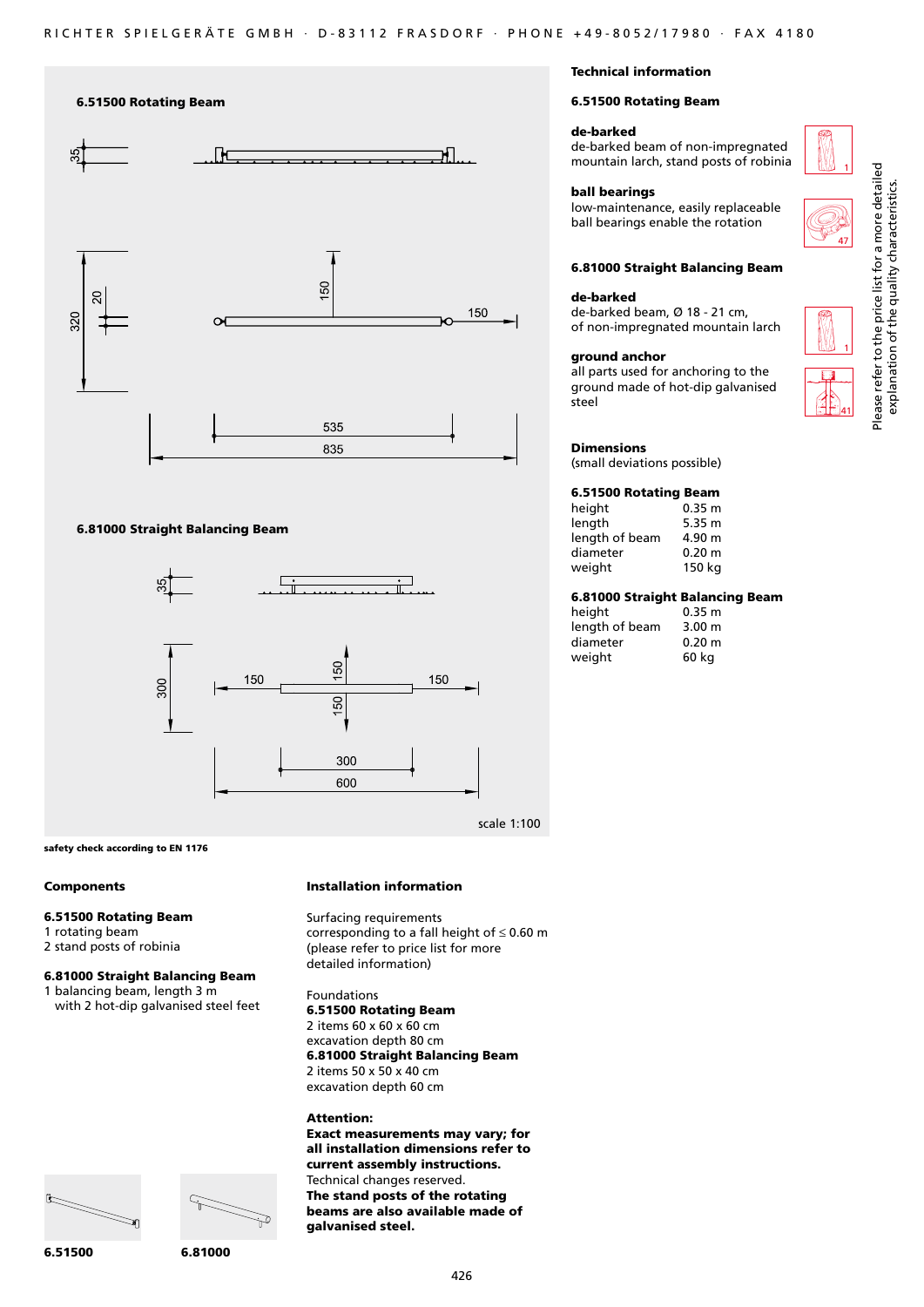## 6.51500 Rotating Beam

35

320

20

150

150

535

835

## 6.81000 Straight Balancing Beam

35

300

150

150

150

150

300

600

scale 1:100

**safety check according to EN 1176**

## Technical information

### 6.51500 Rotating Beam

**de-barked**
de-barked beam of non-impregnated mountain larch, stand posts of robinia

**ball bearings**
low-maintenance, easily replaceable ball bearings enable the rotation

### 6.81000 Straight Balancing Beam

**de-barked**
de-barked beam, Ø 18 - 21 cm, of non-impregnated mountain larch

**ground anchor**
all parts used for anchoring to the ground made of hot-dip galvanised steel

Please refer to the price list for a more detailed explanation of the quality characteristics.

### Dimensions

(small deviations possible)

**6.51500 Rotating Beam**

| | |
|---|---|
| height | 0.35 m |
| length | 5.35 m |
| length of beam | 4.90 m |
| diameter | 0.20 m |
| weight | 150 kg |

**6.81000 Straight Balancing Beam**

| | |
|---|---|
| height | 0.35 m |
| length of beam | 3.00 m |
| diameter | 0.20 m |
| weight | 60 kg |

### Components

**6.51500 Rotating Beam**
1 rotating beam
2 stand posts of robinia

**6.81000 Straight Balancing Beam**
1 balancing beam, length 3 m
with 2 hot-dip galvanised steel feet

### Installation information

Surfacing requirements
corresponding to a fall height of ≤ 0.60 m
(please refer to price list for more detailed information)

Foundations
**6.51500 Rotating Beam**
2 items 60 x 60 x 60 cm
excavation depth 80 cm
**6.81000 Straight Balancing Beam**
2 items 50 x 50 x 40 cm
excavation depth 60 cm

**Attention:**
**Exact measurements may vary; for all installation dimensions refer to current assembly instructions.**
Technical changes reserved.
**The stand posts of the rotating beams are also available made of galvanised steel.**

**6.51500**

**6.81000**